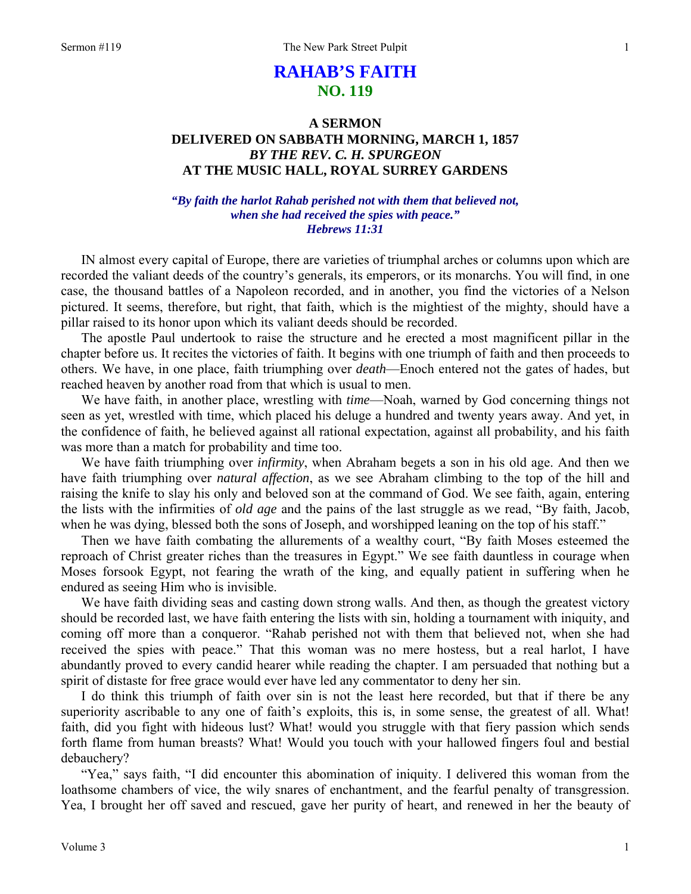# RAHAB'S FAITH
## NO. 119

### A SERMON
### DELIVERED ON SABBATH MORNING, MARCH 1, 1857
### *BY THE REV. C. H. SPURGEON*
### AT THE MUSIC HALL, ROYAL SURREY GARDENS

***"By faith the harlot Rahab perished not with them that believed not, when she had received the spies with peace."***
***Hebrews 11:31***

IN almost every capital of Europe, there are varieties of triumphal arches or columns upon which are recorded the valiant deeds of the country's generals, its emperors, or its monarchs. You will find, in one case, the thousand battles of a Napoleon recorded, and in another, you find the victories of a Nelson pictured. It seems, therefore, but right, that faith, which is the mightiest of the mighty, should have a pillar raised to its honor upon which its valiant deeds should be recorded.

The apostle Paul undertook to raise the structure and he erected a most magnificent pillar in the chapter before us. It recites the victories of faith. It begins with one triumph of faith and then proceeds to others. We have, in one place, faith triumphing over *death*—Enoch entered not the gates of hades, but reached heaven by another road from that which is usual to men.

We have faith, in another place, wrestling with *time*—Noah, warned by God concerning things not seen as yet, wrestled with time, which placed his deluge a hundred and twenty years away. And yet, in the confidence of faith, he believed against all rational expectation, against all probability, and his faith was more than a match for probability and time too.

We have faith triumphing over *infirmity*, when Abraham begets a son in his old age. And then we have faith triumphing over *natural affection*, as we see Abraham climbing to the top of the hill and raising the knife to slay his only and beloved son at the command of God. We see faith, again, entering the lists with the infirmities of *old age* and the pains of the last struggle as we read, "By faith, Jacob, when he was dying, blessed both the sons of Joseph, and worshipped leaning on the top of his staff."

Then we have faith combating the allurements of a wealthy court, "By faith Moses esteemed the reproach of Christ greater riches than the treasures in Egypt." We see faith dauntless in courage when Moses forsook Egypt, not fearing the wrath of the king, and equally patient in suffering when he endured as seeing Him who is invisible.

We have faith dividing seas and casting down strong walls. And then, as though the greatest victory should be recorded last, we have faith entering the lists with sin, holding a tournament with iniquity, and coming off more than a conqueror. "Rahab perished not with them that believed not, when she had received the spies with peace." That this woman was no mere hostess, but a real harlot, I have abundantly proved to every candid hearer while reading the chapter. I am persuaded that nothing but a spirit of distaste for free grace would ever have led any commentator to deny her sin.

I do think this triumph of faith over sin is not the least here recorded, but that if there be any superiority ascribable to any one of faith's exploits, this is, in some sense, the greatest of all. What! faith, did you fight with hideous lust? What! would you struggle with that fiery passion which sends forth flame from human breasts? What! Would you touch with your hallowed fingers foul and bestial debauchery?

"Yea," says faith, "I did encounter this abomination of iniquity. I delivered this woman from the loathsome chambers of vice, the wily snares of enchantment, and the fearful penalty of transgression. Yea, I brought her off saved and rescued, gave her purity of heart, and renewed in her the beauty of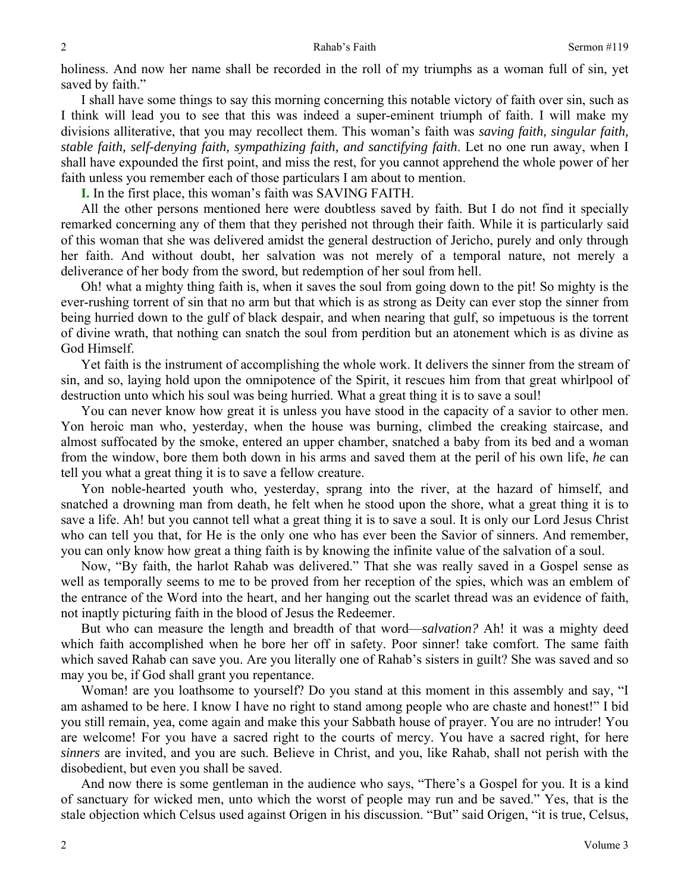holiness. And now her name shall be recorded in the roll of my triumphs as a woman full of sin, yet saved by faith."

I shall have some things to say this morning concerning this notable victory of faith over sin, such as I think will lead you to see that this was indeed a super-eminent triumph of faith. I will make my divisions alliterative, that you may recollect them. This woman's faith was *saving faith, singular faith, stable faith, self-denying faith, sympathizing faith, and sanctifying faith*. Let no one run away, when I shall have expounded the first point, and miss the rest, for you cannot apprehend the whole power of her faith unless you remember each of those particulars I am about to mention.

**I.** In the first place, this woman's faith was SAVING FAITH.

All the other persons mentioned here were doubtless saved by faith. But I do not find it specially remarked concerning any of them that they perished not through their faith. While it is particularly said of this woman that she was delivered amidst the general destruction of Jericho, purely and only through her faith. And without doubt, her salvation was not merely of a temporal nature, not merely a deliverance of her body from the sword, but redemption of her soul from hell.

Oh! what a mighty thing faith is, when it saves the soul from going down to the pit! So mighty is the ever-rushing torrent of sin that no arm but that which is as strong as Deity can ever stop the sinner from being hurried down to the gulf of black despair, and when nearing that gulf, so impetuous is the torrent of divine wrath, that nothing can snatch the soul from perdition but an atonement which is as divine as God Himself.

Yet faith is the instrument of accomplishing the whole work. It delivers the sinner from the stream of sin, and so, laying hold upon the omnipotence of the Spirit, it rescues him from that great whirlpool of destruction unto which his soul was being hurried. What a great thing it is to save a soul!

You can never know how great it is unless you have stood in the capacity of a savior to other men. Yon heroic man who, yesterday, when the house was burning, climbed the creaking staircase, and almost suffocated by the smoke, entered an upper chamber, snatched a baby from its bed and a woman from the window, bore them both down in his arms and saved them at the peril of his own life, *he* can tell you what a great thing it is to save a fellow creature.

Yon noble-hearted youth who, yesterday, sprang into the river, at the hazard of himself, and snatched a drowning man from death, he felt when he stood upon the shore, what a great thing it is to save a life. Ah! but you cannot tell what a great thing it is to save a soul. It is only our Lord Jesus Christ who can tell you that, for He is the only one who has ever been the Savior of sinners. And remember, you can only know how great a thing faith is by knowing the infinite value of the salvation of a soul.

Now, "By faith, the harlot Rahab was delivered." That she was really saved in a Gospel sense as well as temporally seems to me to be proved from her reception of the spies, which was an emblem of the entrance of the Word into the heart, and her hanging out the scarlet thread was an evidence of faith, not inaptly picturing faith in the blood of Jesus the Redeemer.

But who can measure the length and breadth of that word—*salvation?* Ah! it was a mighty deed which faith accomplished when he bore her off in safety. Poor sinner! take comfort. The same faith which saved Rahab can save you. Are you literally one of Rahab's sisters in guilt? She was saved and so may you be, if God shall grant you repentance.

Woman! are you loathsome to yourself? Do you stand at this moment in this assembly and say, "I am ashamed to be here. I know I have no right to stand among people who are chaste and honest!" I bid you still remain, yea, come again and make this your Sabbath house of prayer. You are no intruder! You are welcome! For you have a sacred right to the courts of mercy. You have a sacred right, for here *sinners* are invited, and you are such. Believe in Christ, and you, like Rahab, shall not perish with the disobedient, but even you shall be saved.

And now there is some gentleman in the audience who says, "There's a Gospel for you. It is a kind of sanctuary for wicked men, unto which the worst of people may run and be saved." Yes, that is the stale objection which Celsus used against Origen in his discussion. "But" said Origen, "it is true, Celsus,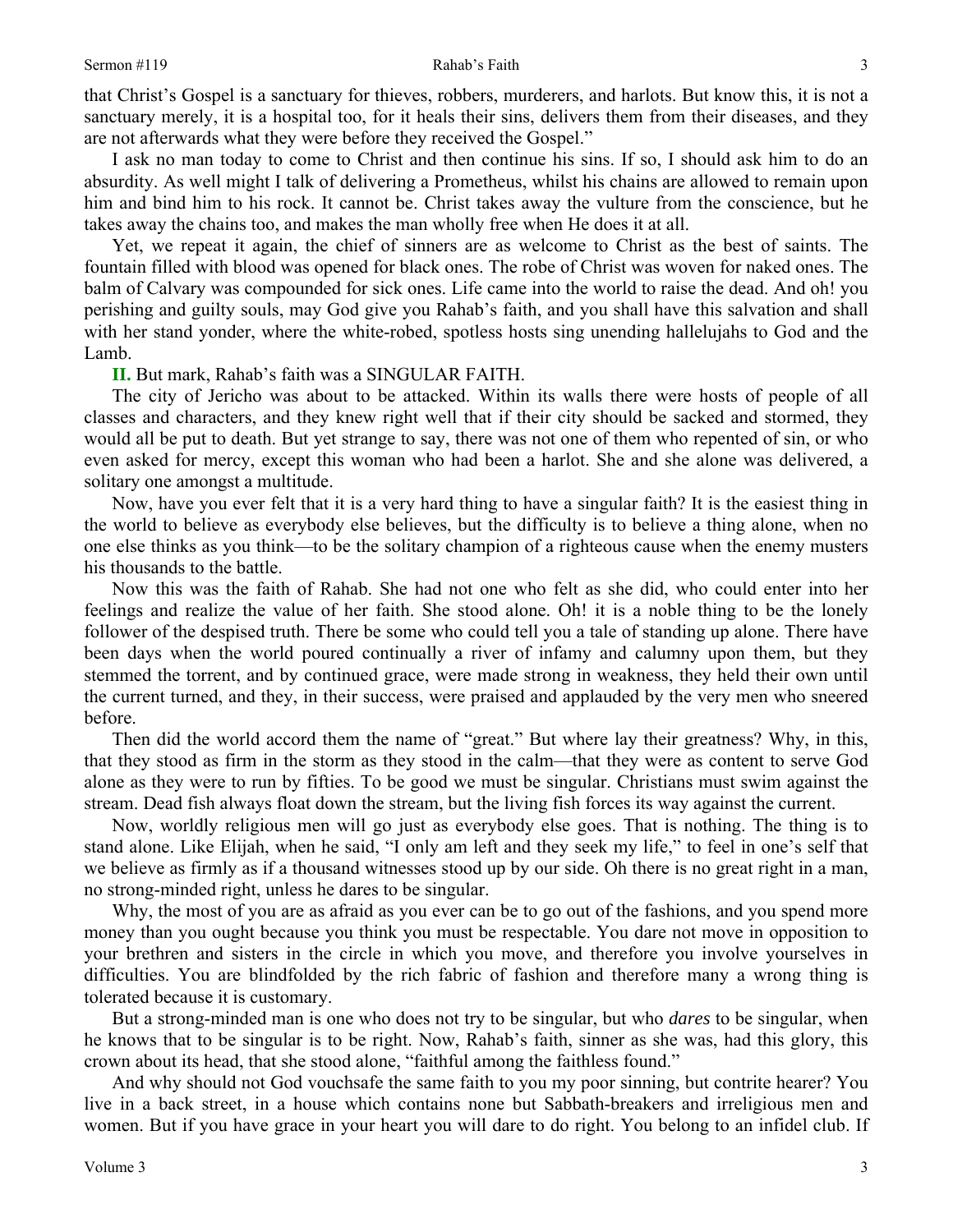that Christ's Gospel is a sanctuary for thieves, robbers, murderers, and harlots. But know this, it is not a sanctuary merely, it is a hospital too, for it heals their sins, delivers them from their diseases, and they are not afterwards what they were before they received the Gospel."

I ask no man today to come to Christ and then continue his sins. If so, I should ask him to do an absurdity. As well might I talk of delivering a Prometheus, whilst his chains are allowed to remain upon him and bind him to his rock. It cannot be. Christ takes away the vulture from the conscience, but he takes away the chains too, and makes the man wholly free when He does it at all.

Yet, we repeat it again, the chief of sinners are as welcome to Christ as the best of saints. The fountain filled with blood was opened for black ones. The robe of Christ was woven for naked ones. The balm of Calvary was compounded for sick ones. Life came into the world to raise the dead. And oh! you perishing and guilty souls, may God give you Rahab's faith, and you shall have this salvation and shall with her stand yonder, where the white-robed, spotless hosts sing unending hallelujahs to God and the Lamb.

**II.** But mark, Rahab's faith was a SINGULAR FAITH.

The city of Jericho was about to be attacked. Within its walls there were hosts of people of all classes and characters, and they knew right well that if their city should be sacked and stormed, they would all be put to death. But yet strange to say, there was not one of them who repented of sin, or who even asked for mercy, except this woman who had been a harlot. She and she alone was delivered, a solitary one amongst a multitude.

Now, have you ever felt that it is a very hard thing to have a singular faith? It is the easiest thing in the world to believe as everybody else believes, but the difficulty is to believe a thing alone, when no one else thinks as you think—to be the solitary champion of a righteous cause when the enemy musters his thousands to the battle.

Now this was the faith of Rahab. She had not one who felt as she did, who could enter into her feelings and realize the value of her faith. She stood alone. Oh! it is a noble thing to be the lonely follower of the despised truth. There be some who could tell you a tale of standing up alone. There have been days when the world poured continually a river of infamy and calumny upon them, but they stemmed the torrent, and by continued grace, were made strong in weakness, they held their own until the current turned, and they, in their success, were praised and applauded by the very men who sneered before.

Then did the world accord them the name of "great." But where lay their greatness? Why, in this, that they stood as firm in the storm as they stood in the calm—that they were as content to serve God alone as they were to run by fifties. To be good we must be singular. Christians must swim against the stream. Dead fish always float down the stream, but the living fish forces its way against the current.

Now, worldly religious men will go just as everybody else goes. That is nothing. The thing is to stand alone. Like Elijah, when he said, "I only am left and they seek my life," to feel in one's self that we believe as firmly as if a thousand witnesses stood up by our side. Oh there is no great right in a man, no strong-minded right, unless he dares to be singular.

Why, the most of you are as afraid as you ever can be to go out of the fashions, and you spend more money than you ought because you think you must be respectable. You dare not move in opposition to your brethren and sisters in the circle in which you move, and therefore you involve yourselves in difficulties. You are blindfolded by the rich fabric of fashion and therefore many a wrong thing is tolerated because it is customary.

But a strong-minded man is one who does not try to be singular, but who *dares* to be singular, when he knows that to be singular is to be right. Now, Rahab's faith, sinner as she was, had this glory, this crown about its head, that she stood alone, "faithful among the faithless found."

And why should not God vouchsafe the same faith to you my poor sinning, but contrite hearer? You live in a back street, in a house which contains none but Sabbath-breakers and irreligious men and women. But if you have grace in your heart you will dare to do right. You belong to an infidel club. If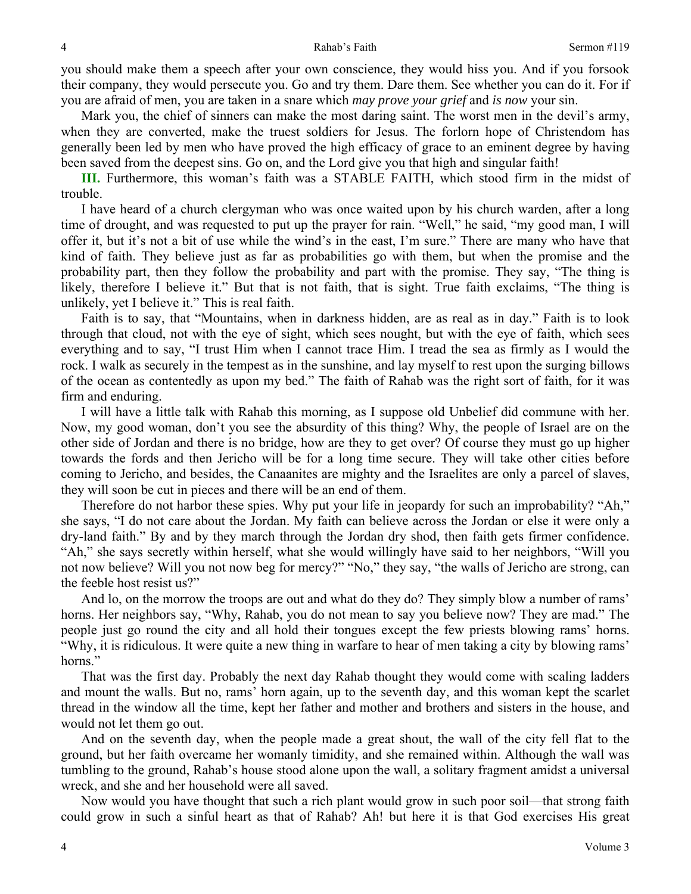you should make them a speech after your own conscience, they would hiss you. And if you forsook their company, they would persecute you. Go and try them. Dare them. See whether you can do it. For if you are afraid of men, you are taken in a snare which *may prove your grief* and *is now* your sin.

Mark you, the chief of sinners can make the most daring saint. The worst men in the devil's army, when they are converted, make the truest soldiers for Jesus. The forlorn hope of Christendom has generally been led by men who have proved the high efficacy of grace to an eminent degree by having been saved from the deepest sins. Go on, and the Lord give you that high and singular faith!

**III.** Furthermore, this woman's faith was a STABLE FAITH, which stood firm in the midst of trouble.

I have heard of a church clergyman who was once waited upon by his church warden, after a long time of drought, and was requested to put up the prayer for rain. "Well," he said, "my good man, I will offer it, but it's not a bit of use while the wind's in the east, I'm sure." There are many who have that kind of faith. They believe just as far as probabilities go with them, but when the promise and the probability part, then they follow the probability and part with the promise. They say, "The thing is likely, therefore I believe it." But that is not faith, that is sight. True faith exclaims, "The thing is unlikely, yet I believe it." This is real faith.

Faith is to say, that "Mountains, when in darkness hidden, are as real as in day." Faith is to look through that cloud, not with the eye of sight, which sees nought, but with the eye of faith, which sees everything and to say, "I trust Him when I cannot trace Him. I tread the sea as firmly as I would the rock. I walk as securely in the tempest as in the sunshine, and lay myself to rest upon the surging billows of the ocean as contentedly as upon my bed." The faith of Rahab was the right sort of faith, for it was firm and enduring.

I will have a little talk with Rahab this morning, as I suppose old Unbelief did commune with her. Now, my good woman, don't you see the absurdity of this thing? Why, the people of Israel are on the other side of Jordan and there is no bridge, how are they to get over? Of course they must go up higher towards the fords and then Jericho will be for a long time secure. They will take other cities before coming to Jericho, and besides, the Canaanites are mighty and the Israelites are only a parcel of slaves, they will soon be cut in pieces and there will be an end of them.

Therefore do not harbor these spies. Why put your life in jeopardy for such an improbability? "Ah," she says, "I do not care about the Jordan. My faith can believe across the Jordan or else it were only a dry-land faith." By and by they march through the Jordan dry shod, then faith gets firmer confidence. "Ah," she says secretly within herself, what she would willingly have said to her neighbors, "Will you not now believe? Will you not now beg for mercy?" "No," they say, "the walls of Jericho are strong, can the feeble host resist us?"

And lo, on the morrow the troops are out and what do they do? They simply blow a number of rams' horns. Her neighbors say, "Why, Rahab, you do not mean to say you believe now? They are mad." The people just go round the city and all hold their tongues except the few priests blowing rams' horns. "Why, it is ridiculous. It were quite a new thing in warfare to hear of men taking a city by blowing rams' horns."

That was the first day. Probably the next day Rahab thought they would come with scaling ladders and mount the walls. But no, rams' horn again, up to the seventh day, and this woman kept the scarlet thread in the window all the time, kept her father and mother and brothers and sisters in the house, and would not let them go out.

And on the seventh day, when the people made a great shout, the wall of the city fell flat to the ground, but her faith overcame her womanly timidity, and she remained within. Although the wall was tumbling to the ground, Rahab's house stood alone upon the wall, a solitary fragment amidst a universal wreck, and she and her household were all saved.

Now would you have thought that such a rich plant would grow in such poor soil—that strong faith could grow in such a sinful heart as that of Rahab? Ah! but here it is that God exercises His great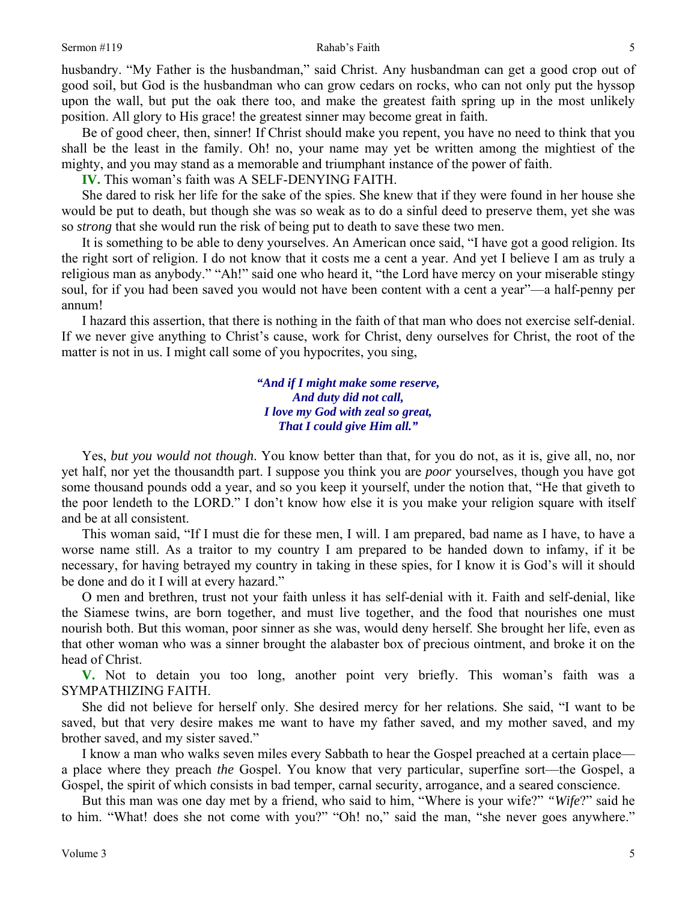husbandry. "My Father is the husbandman," said Christ. Any husbandman can get a good crop out of good soil, but God is the husbandman who can grow cedars on rocks, who can not only put the hyssop upon the wall, but put the oak there too, and make the greatest faith spring up in the most unlikely position. All glory to His grace! the greatest sinner may become great in faith.

Be of good cheer, then, sinner! If Christ should make you repent, you have no need to think that you shall be the least in the family. Oh! no, your name may yet be written among the mightiest of the mighty, and you may stand as a memorable and triumphant instance of the power of faith.

**IV.** This woman's faith was A SELF-DENYING FAITH.

She dared to risk her life for the sake of the spies. She knew that if they were found in her house she would be put to death, but though she was so weak as to do a sinful deed to preserve them, yet she was so *strong* that she would run the risk of being put to death to save these two men.

It is something to be able to deny yourselves. An American once said, "I have got a good religion. Its the right sort of religion. I do not know that it costs me a cent a year. And yet I believe I am as truly a religious man as anybody." "Ah!" said one who heard it, "the Lord have mercy on your miserable stingy soul, for if you had been saved you would not have been content with a cent a year"—a half-penny per annum!

I hazard this assertion, that there is nothing in the faith of that man who does not exercise self-denial. If we never give anything to Christ's cause, work for Christ, deny ourselves for Christ, the root of the matter is not in us. I might call some of you hypocrites, you sing,

> ***"And if I might make some reserve,***
> ***And duty did not call,***
> ***I love my God with zeal so great,***
> ***That I could give Him all."***

Yes, *but you would not though*. You know better than that, for you do not, as it is, give all, no, nor yet half, nor yet the thousandth part. I suppose you think you are *poor* yourselves, though you have got some thousand pounds odd a year, and so you keep it yourself, under the notion that, "He that giveth to the poor lendeth to the LORD." I don't know how else it is you make your religion square with itself and be at all consistent.

This woman said, "If I must die for these men, I will. I am prepared, bad name as I have, to have a worse name still. As a traitor to my country I am prepared to be handed down to infamy, if it be necessary, for having betrayed my country in taking in these spies, for I know it is God's will it should be done and do it I will at every hazard."

O men and brethren, trust not your faith unless it has self-denial with it. Faith and self-denial, like the Siamese twins, are born together, and must live together, and the food that nourishes one must nourish both. But this woman, poor sinner as she was, would deny herself. She brought her life, even as that other woman who was a sinner brought the alabaster box of precious ointment, and broke it on the head of Christ.

**V.** Not to detain you too long, another point very briefly. This woman's faith was a SYMPATHIZING FAITH.

She did not believe for herself only. She desired mercy for her relations. She said, "I want to be saved, but that very desire makes me want to have my father saved, and my mother saved, and my brother saved, and my sister saved."

I know a man who walks seven miles every Sabbath to hear the Gospel preached at a certain place—a place where they preach *the* Gospel. You know that very particular, superfine sort—the Gospel, a Gospel, the spirit of which consists in bad temper, carnal security, arrogance, and a seared conscience.

But this man was one day met by a friend, who said to him, "Where is your wife?" "*Wife*?" said he to him. "What! does she not come with you?" "Oh! no," said the man, "she never goes anywhere."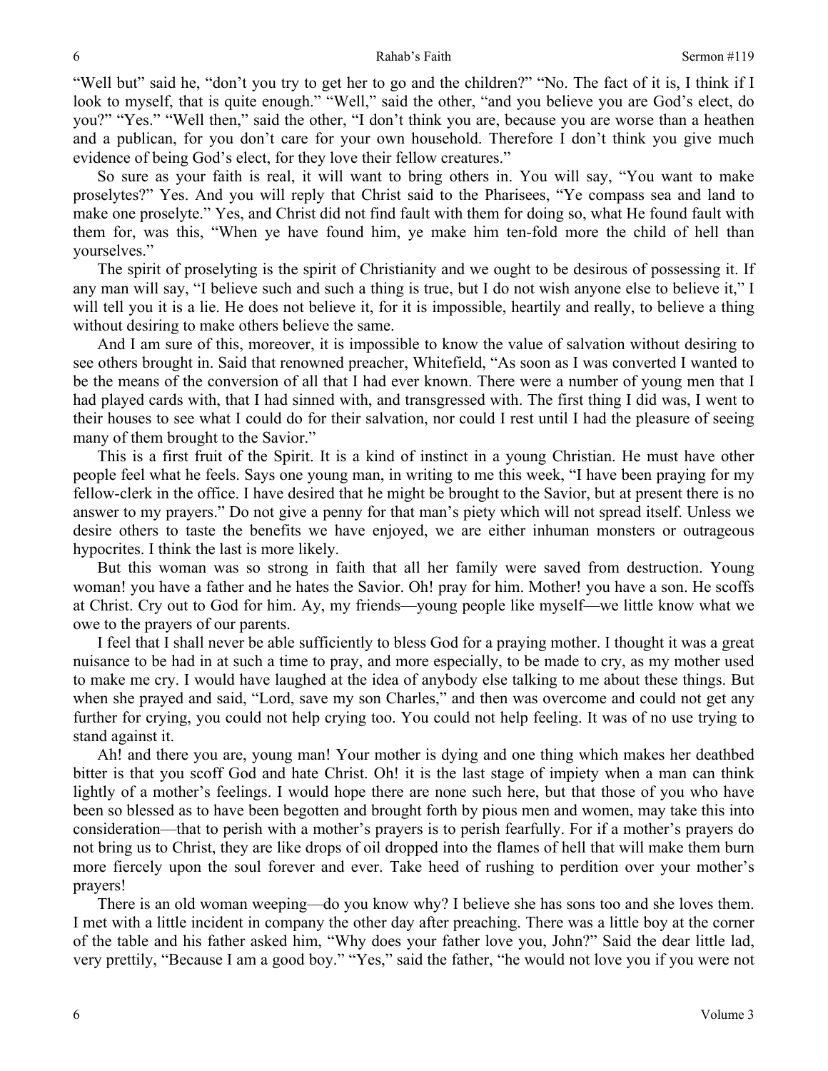"Well but" said he, "don't you try to get her to go and the children?" "No. The fact of it is, I think if I look to myself, that is quite enough." "Well," said the other, "and you believe you are God's elect, do you?" "Yes." "Well then," said the other, "I don't think you are, because you are worse than a heathen and a publican, for you don't care for your own household. Therefore I don't think you give much evidence of being God's elect, for they love their fellow creatures."

So sure as your faith is real, it will want to bring others in. You will say, "You want to make proselytes?" Yes. And you will reply that Christ said to the Pharisees, "Ye compass sea and land to make one proselyte." Yes, and Christ did not find fault with them for doing so, what He found fault with them for, was this, "When ye have found him, ye make him ten-fold more the child of hell than yourselves."

The spirit of proselyting is the spirit of Christianity and we ought to be desirous of possessing it. If any man will say, "I believe such and such a thing is true, but I do not wish anyone else to believe it," I will tell you it is a lie. He does not believe it, for it is impossible, heartily and really, to believe a thing without desiring to make others believe the same.

And I am sure of this, moreover, it is impossible to know the value of salvation without desiring to see others brought in. Said that renowned preacher, Whitefield, "As soon as I was converted I wanted to be the means of the conversion of all that I had ever known. There were a number of young men that I had played cards with, that I had sinned with, and transgressed with. The first thing I did was, I went to their houses to see what I could do for their salvation, nor could I rest until I had the pleasure of seeing many of them brought to the Savior."

This is a first fruit of the Spirit. It is a kind of instinct in a young Christian. He must have other people feel what he feels. Says one young man, in writing to me this week, "I have been praying for my fellow-clerk in the office. I have desired that he might be brought to the Savior, but at present there is no answer to my prayers." Do not give a penny for that man's piety which will not spread itself. Unless we desire others to taste the benefits we have enjoyed, we are either inhuman monsters or outrageous hypocrites. I think the last is more likely.

But this woman was so strong in faith that all her family were saved from destruction. Young woman! you have a father and he hates the Savior. Oh! pray for him. Mother! you have a son. He scoffs at Christ. Cry out to God for him. Ay, my friends—young people like myself—we little know what we owe to the prayers of our parents.

I feel that I shall never be able sufficiently to bless God for a praying mother. I thought it was a great nuisance to be had in at such a time to pray, and more especially, to be made to cry, as my mother used to make me cry. I would have laughed at the idea of anybody else talking to me about these things. But when she prayed and said, "Lord, save my son Charles," and then was overcome and could not get any further for crying, you could not help crying too. You could not help feeling. It was of no use trying to stand against it.

Ah! and there you are, young man! Your mother is dying and one thing which makes her deathbed bitter is that you scoff God and hate Christ. Oh! it is the last stage of impiety when a man can think lightly of a mother's feelings. I would hope there are none such here, but that those of you who have been so blessed as to have been begotten and brought forth by pious men and women, may take this into consideration—that to perish with a mother's prayers is to perish fearfully. For if a mother's prayers do not bring us to Christ, they are like drops of oil dropped into the flames of hell that will make them burn more fiercely upon the soul forever and ever. Take heed of rushing to perdition over your mother's prayers!

There is an old woman weeping—do you know why? I believe she has sons too and she loves them. I met with a little incident in company the other day after preaching. There was a little boy at the corner of the table and his father asked him, "Why does your father love you, John?" Said the dear little lad, very prettily, "Because I am a good boy." "Yes," said the father, "he would not love you if you were not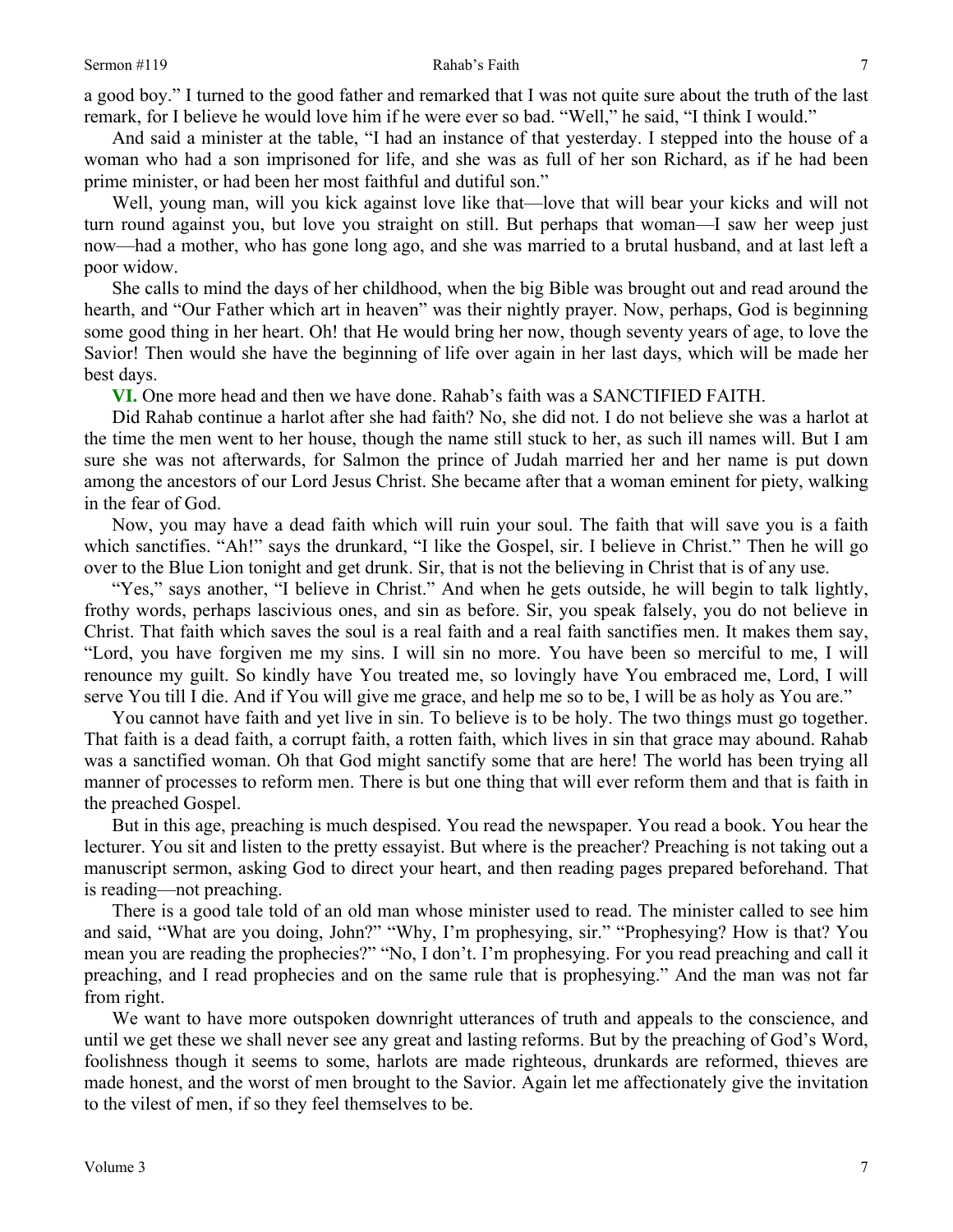a good boy." I turned to the good father and remarked that I was not quite sure about the truth of the last remark, for I believe he would love him if he were ever so bad. "Well," he said, "I think I would."

And said a minister at the table, "I had an instance of that yesterday. I stepped into the house of a woman who had a son imprisoned for life, and she was as full of her son Richard, as if he had been prime minister, or had been her most faithful and dutiful son."

Well, young man, will you kick against love like that—love that will bear your kicks and will not turn round against you, but love you straight on still. But perhaps that woman—I saw her weep just now—had a mother, who has gone long ago, and she was married to a brutal husband, and at last left a poor widow.

She calls to mind the days of her childhood, when the big Bible was brought out and read around the hearth, and "Our Father which art in heaven" was their nightly prayer. Now, perhaps, God is beginning some good thing in her heart. Oh! that He would bring her now, though seventy years of age, to love the Savior! Then would she have the beginning of life over again in her last days, which will be made her best days.

**VI.** One more head and then we have done. Rahab's faith was a SANCTIFIED FAITH.

Did Rahab continue a harlot after she had faith? No, she did not. I do not believe she was a harlot at the time the men went to her house, though the name still stuck to her, as such ill names will. But I am sure she was not afterwards, for Salmon the prince of Judah married her and her name is put down among the ancestors of our Lord Jesus Christ. She became after that a woman eminent for piety, walking in the fear of God.

Now, you may have a dead faith which will ruin your soul. The faith that will save you is a faith which sanctifies. "Ah!" says the drunkard, "I like the Gospel, sir. I believe in Christ." Then he will go over to the Blue Lion tonight and get drunk. Sir, that is not the believing in Christ that is of any use.

"Yes," says another, "I believe in Christ." And when he gets outside, he will begin to talk lightly, frothy words, perhaps lascivious ones, and sin as before. Sir, you speak falsely, you do not believe in Christ. That faith which saves the soul is a real faith and a real faith sanctifies men. It makes them say, "Lord, you have forgiven me my sins. I will sin no more. You have been so merciful to me, I will renounce my guilt. So kindly have You treated me, so lovingly have You embraced me, Lord, I will serve You till I die. And if You will give me grace, and help me so to be, I will be as holy as You are."

You cannot have faith and yet live in sin. To believe is to be holy. The two things must go together. That faith is a dead faith, a corrupt faith, a rotten faith, which lives in sin that grace may abound. Rahab was a sanctified woman. Oh that God might sanctify some that are here! The world has been trying all manner of processes to reform men. There is but one thing that will ever reform them and that is faith in the preached Gospel.

But in this age, preaching is much despised. You read the newspaper. You read a book. You hear the lecturer. You sit and listen to the pretty essayist. But where is the preacher? Preaching is not taking out a manuscript sermon, asking God to direct your heart, and then reading pages prepared beforehand. That is reading—not preaching.

There is a good tale told of an old man whose minister used to read. The minister called to see him and said, "What are you doing, John?" "Why, I'm prophesying, sir." "Prophesying? How is that? You mean you are reading the prophecies?" "No, I don't. I'm prophesying. For you read preaching and call it preaching, and I read prophecies and on the same rule that is prophesying." And the man was not far from right.

We want to have more outspoken downright utterances of truth and appeals to the conscience, and until we get these we shall never see any great and lasting reforms. But by the preaching of God's Word, foolishness though it seems to some, harlots are made righteous, drunkards are reformed, thieves are made honest, and the worst of men brought to the Savior. Again let me affectionately give the invitation to the vilest of men, if so they feel themselves to be.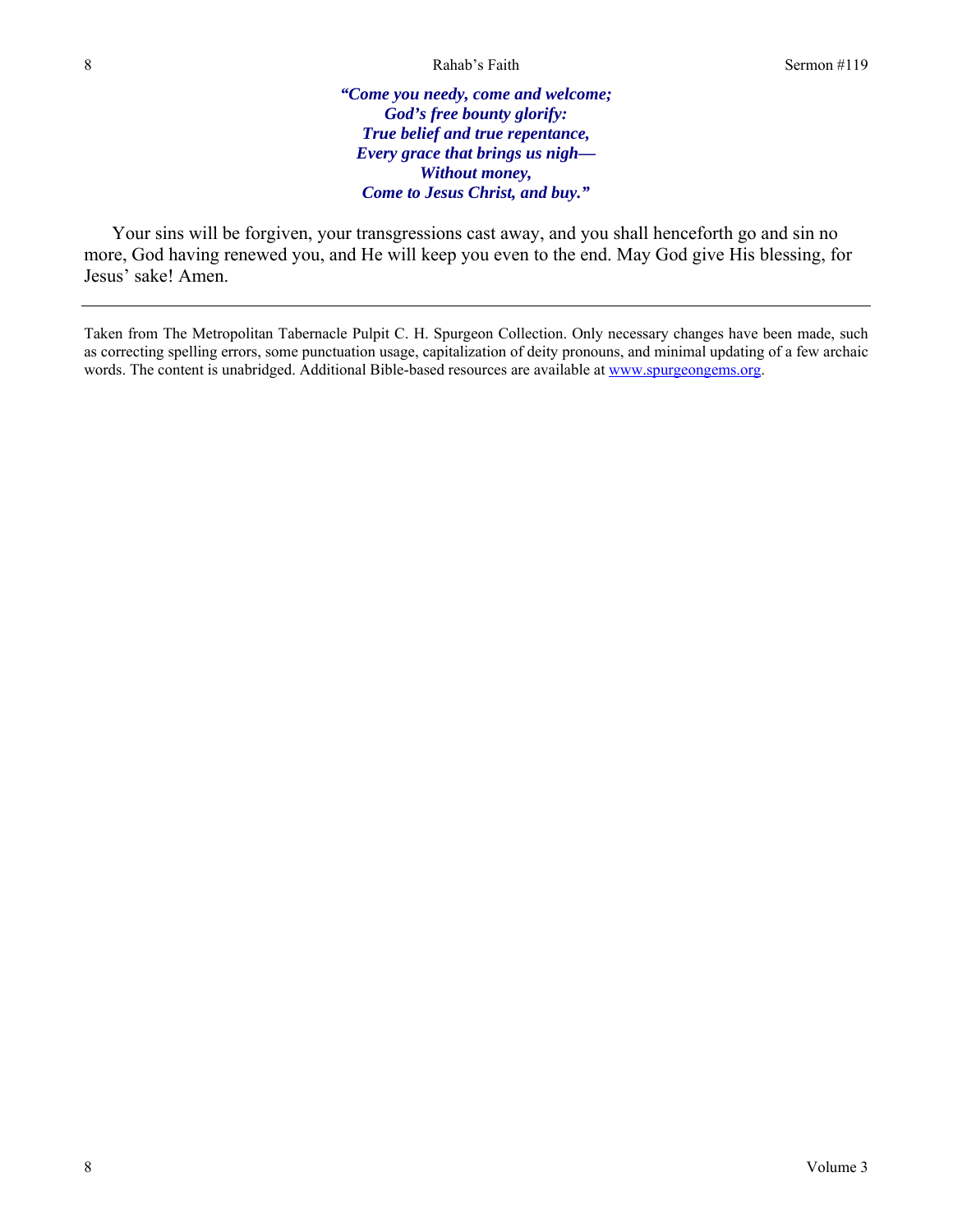***"Come you needy, come and welcome;***
***God's free bounty glorify:***
***True belief and true repentance,***
***Every grace that brings us nigh—***
***Without money,***
***Come to Jesus Christ, and buy."***

Your sins will be forgiven, your transgressions cast away, and you shall henceforth go and sin no more, God having renewed you, and He will keep you even to the end. May God give His blessing, for Jesus' sake! Amen.

---

Taken from The Metropolitan Tabernacle Pulpit C. H. Spurgeon Collection. Only necessary changes have been made, such as correcting spelling errors, some punctuation usage, capitalization of deity pronouns, and minimal updating of a few archaic words. The content is unabridged. Additional Bible-based resources are available at www.spurgeongems.org.